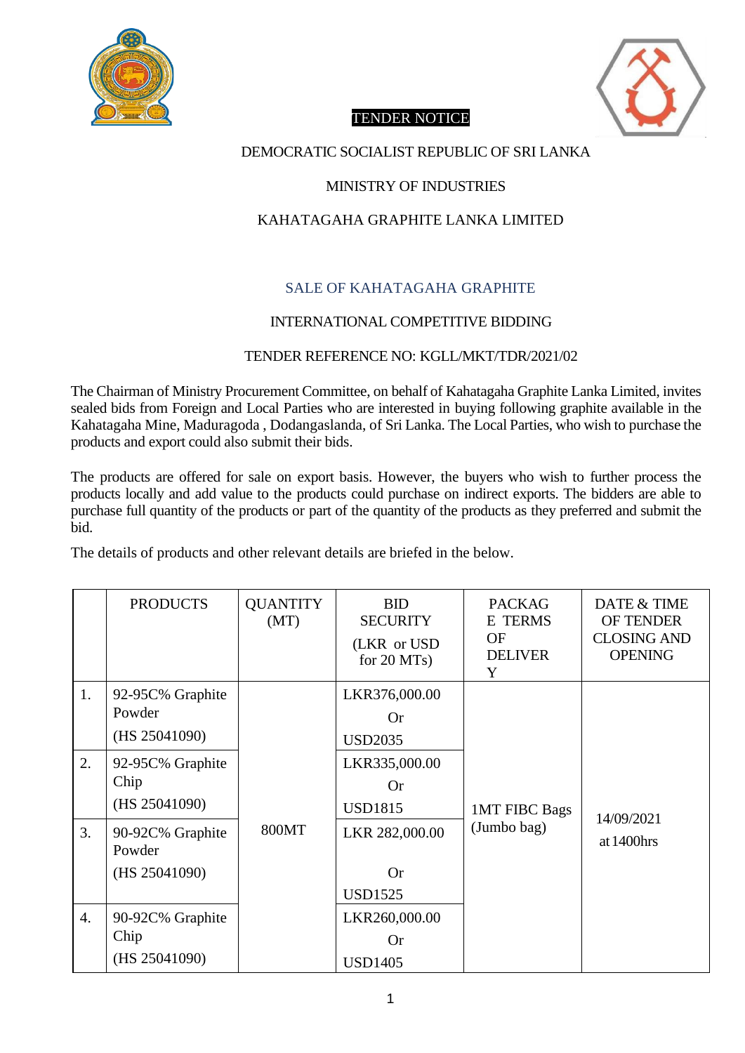TENDER NOTICE

DEMOCRATIC SOCIALIST REPUBLIC OF SRI LANKA

MINISTRY OF INDUSTRIES

KAHATAGAHA GRAPHITE LANKA LIMITED

## SALE OF KAHATAGAHA GRAPHITE

INTERNATIONAL COMPETITIVE BIDDING

TENDER REFERENCE NO: KGLL/MKT/TDR/2021/02

The Chairman of Ministry Procurement Committee, on behalf of Kahatagaha Graphite Lanka Limited, invites sealed bids from Foreign and Local Parties who are interested in buying following graphite available in the Kahatagaha Mine, Maduragoda , Dodangaslanda, of Sri Lanka. The Local Parties, who wish to purchase the products and export could also submit their bids.

The products are offered for sale on export basis. However, the buyers who wish to further process the products locally and add value to the products could purchase on indirect exports. The bidders are able to purchase full quantity of the products or part of the quantity of the products as they preferred and submit the bid.

The details of products and other relevant details are briefed in the below.

| | PRODUCTS | QUANTITY (MT) | BID SECURITY (LKR or USD for 20 MTs) | PACKAGE TERMS OF DELIVERY | DATE & TIME OF TENDER CLOSING AND OPENING |
|---|---|---|---|---|---|
| 1. | 92-95C% Graphite Powder (HS 25041090) | 800MT | LKR376,000.00 Or USD2035 | 1MT FIBC Bags (Jumbo bag) | 14/09/2021 at 1400hrs |
| 2. | 92-95C% Graphite Chip (HS 25041090) | | LKR335,000.00 Or USD1815 | | |
| 3. | 90-92C% Graphite Powder (HS 25041090) | | LKR 282,000.00 Or USD1525 | | |
| 4. | 90-92C% Graphite Chip (HS 25041090) | | LKR260,000.00 Or USD1405 | | |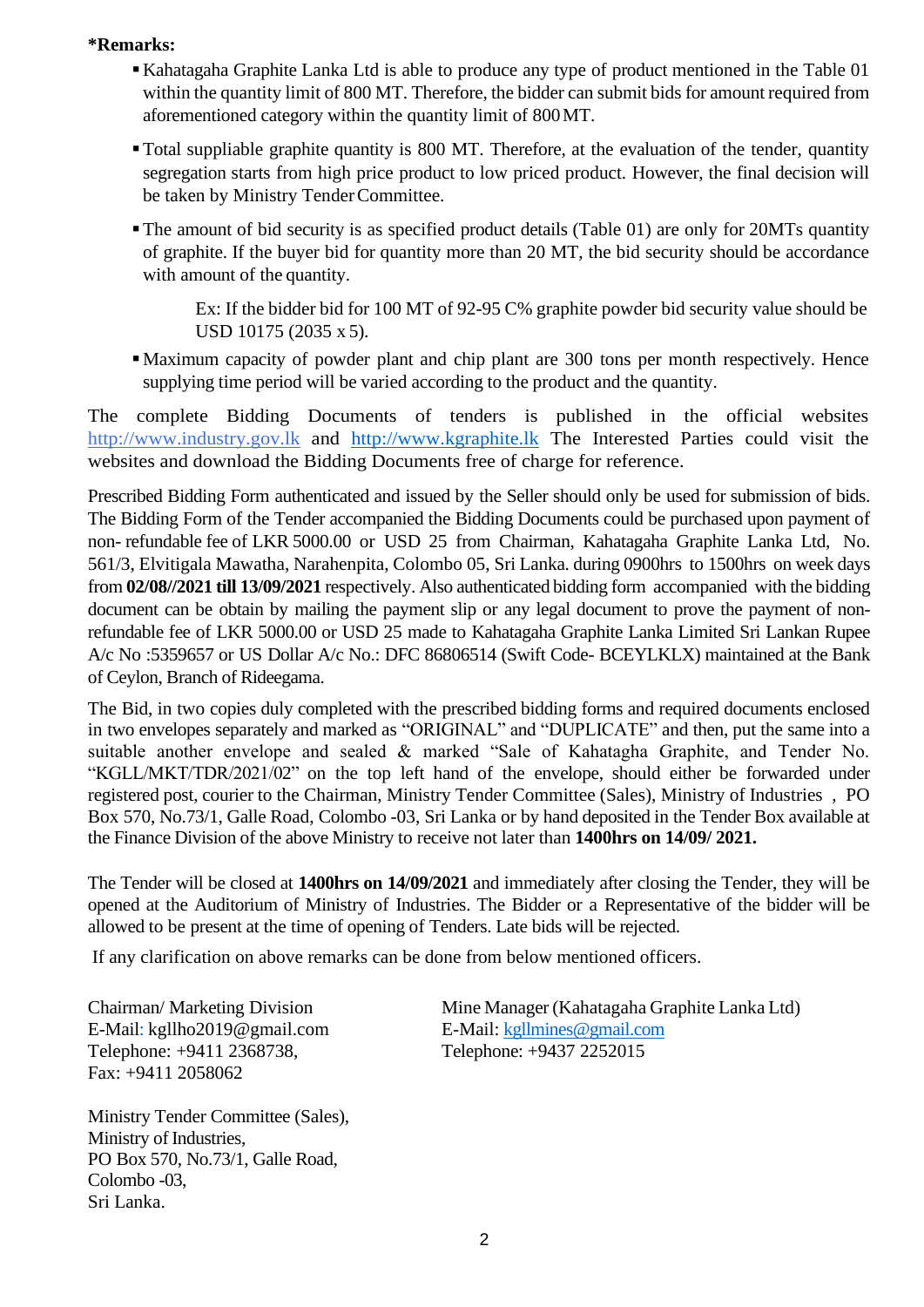**\*Remarks:**

- Kahatagaha Graphite Lanka Ltd is able to produce any type of product mentioned in the Table 01 within the quantity limit of 800 MT. Therefore, the bidder can submit bids for amount required from aforementioned category within the quantity limit of 800 MT.
- Total suppliable graphite quantity is 800 MT. Therefore, at the evaluation of the tender, quantity segregation starts from high price product to low priced product. However, the final decision will be taken by Ministry Tender Committee.
- The amount of bid security is as specified product details (Table 01) are only for 20MTs quantity of graphite. If the buyer bid for quantity more than 20 MT, the bid security should be accordance with amount of the quantity.

  Ex: If the bidder bid for 100 MT of 92-95 C% graphite powder bid security value should be USD 10175 (2035 x 5).

- Maximum capacity of powder plant and chip plant are 300 tons per month respectively. Hence supplying time period will be varied according to the product and the quantity.

The complete Bidding Documents of tenders is published in the official websites http://www.industry.gov.lk and http://www.kgraphite.lk The Interested Parties could visit the websites and download the Bidding Documents free of charge for reference.

Prescribed Bidding Form authenticated and issued by the Seller should only be used for submission of bids. The Bidding Form of the Tender accompanied the Bidding Documents could be purchased upon payment of non- refundable fee of LKR 5000.00 or USD 25 from Chairman, Kahatagaha Graphite Lanka Ltd, No. 561/3, Elvitigala Mawatha, Narahenpita, Colombo 05, Sri Lanka. during 0900hrs to 1500hrs on week days from **02/08//2021 till 13/09/2021** respectively. Also authenticated bidding form accompanied with the bidding document can be obtain by mailing the payment slip or any legal document to prove the payment of non-refundable fee of LKR 5000.00 or USD 25 made to Kahatagaha Graphite Lanka Limited Sri Lankan Rupee A/c No :5359657 or US Dollar A/c No.: DFC 86806514 (Swift Code- BCEYLKLX) maintained at the Bank of Ceylon, Branch of Rideegama.

The Bid, in two copies duly completed with the prescribed bidding forms and required documents enclosed in two envelopes separately and marked as "ORIGINAL" and "DUPLICATE" and then, put the same into a suitable another envelope and sealed & marked "Sale of Kahatagha Graphite, and Tender No. "KGLL/MKT/TDR/2021/02" on the top left hand of the envelope, should either be forwarded under registered post, courier to the Chairman, Ministry Tender Committee (Sales), Ministry of Industries , PO Box 570, No.73/1, Galle Road, Colombo -03, Sri Lanka or by hand deposited in the Tender Box available at the Finance Division of the above Ministry to receive not later than **1400hrs on 14/09/ 2021.**

The Tender will be closed at **1400hrs on 14/09/2021** and immediately after closing the Tender, they will be opened at the Auditorium of Ministry of Industries. The Bidder or a Representative of the bidder will be allowed to be present at the time of opening of Tenders. Late bids will be rejected.

If any clarification on above remarks can be done from below mentioned officers.

Chairman/ Marketing Division
E-Mail: kgllho2019@gmail.com
Telephone: +9411 2368738,
Fax: +9411 2058062

Mine Manager (Kahatagaha Graphite Lanka Ltd)
E-Mail: kgllmines@gmail.com
Telephone: +9437 2252015

Ministry Tender Committee (Sales),
Ministry of Industries,
PO Box 570, No.73/1, Galle Road,
Colombo -03,
Sri Lanka.